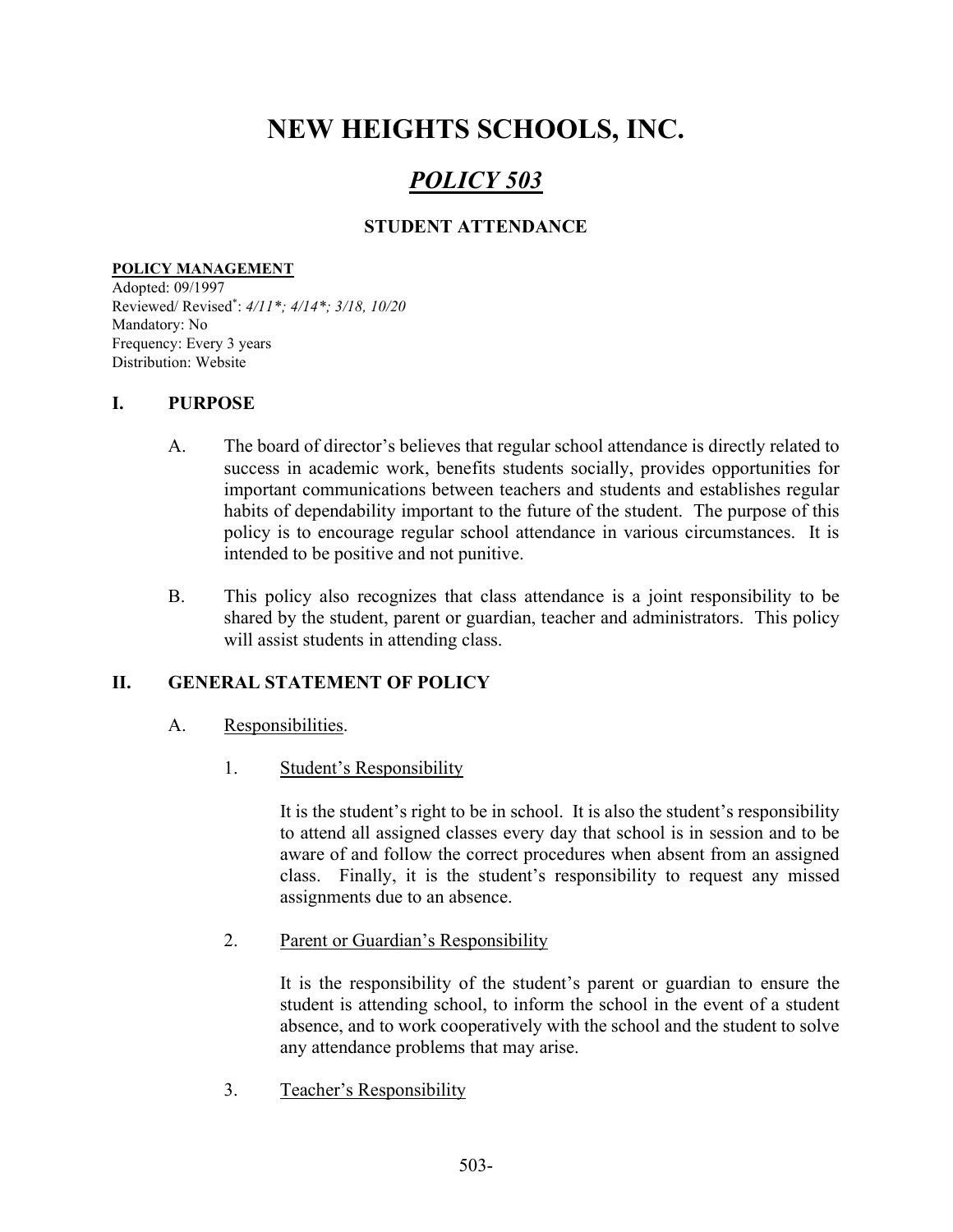# NEW HEIGHTS SCHOOLS, INC.

## *POLICY 503*

### STUDENT ATTENDANCE

**POLICY MANAGEMENT**
Adopted: 09/1997
Reviewed/ Revised*: *4/11*; 4/14*; 3/18, 10/20*
Mandatory: No
Frequency: Every 3 years
Distribution: Website

## I. PURPOSE

A. The board of director's believes that regular school attendance is directly related to success in academic work, benefits students socially, provides opportunities for important communications between teachers and students and establishes regular habits of dependability important to the future of the student. The purpose of this policy is to encourage regular school attendance in various circumstances. It is intended to be positive and not punitive.

B. This policy also recognizes that class attendance is a joint responsibility to be shared by the student, parent or guardian, teacher and administrators. This policy will assist students in attending class.

## II. GENERAL STATEMENT OF POLICY

A. Responsibilities.

1. Student's Responsibility

   It is the student's right to be in school. It is also the student's responsibility to attend all assigned classes every day that school is in session and to be aware of and follow the correct procedures when absent from an assigned class. Finally, it is the student's responsibility to request any missed assignments due to an absence.

2. Parent or Guardian's Responsibility

   It is the responsibility of the student's parent or guardian to ensure the student is attending school, to inform the school in the event of a student absence, and to work cooperatively with the school and the student to solve any attendance problems that may arise.

3. Teacher's Responsibility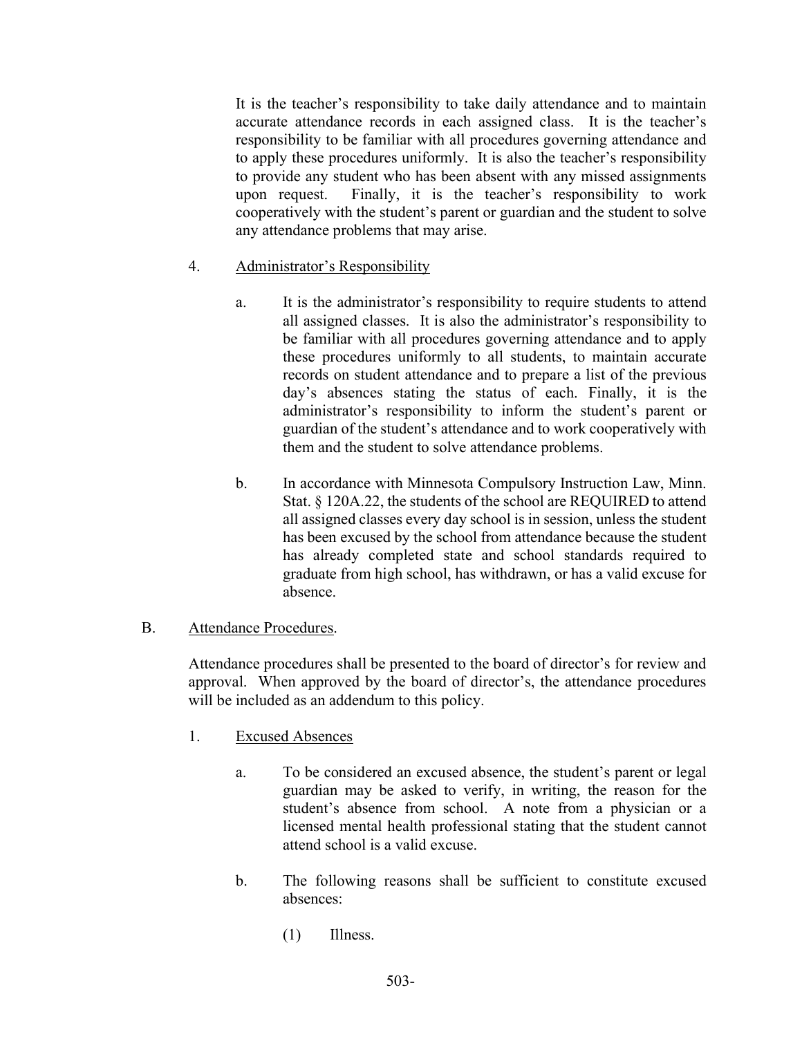It is the teacher's responsibility to take daily attendance and to maintain accurate attendance records in each assigned class. It is the teacher's responsibility to be familiar with all procedures governing attendance and to apply these procedures uniformly. It is also the teacher's responsibility to provide any student who has been absent with any missed assignments upon request. Finally, it is the teacher's responsibility to work cooperatively with the student's parent or guardian and the student to solve any attendance problems that may arise.

4. Administrator's Responsibility

   a. It is the administrator's responsibility to require students to attend all assigned classes. It is also the administrator's responsibility to be familiar with all procedures governing attendance and to apply these procedures uniformly to all students, to maintain accurate records on student attendance and to prepare a list of the previous day's absences stating the status of each. Finally, it is the administrator's responsibility to inform the student's parent or guardian of the student's attendance and to work cooperatively with them and the student to solve attendance problems.

   b. In accordance with Minnesota Compulsory Instruction Law, Minn. Stat. § 120A.22, the students of the school are REQUIRED to attend all assigned classes every day school is in session, unless the student has been excused by the school from attendance because the student has already completed state and school standards required to graduate from high school, has withdrawn, or has a valid excuse for absence.

B. Attendance Procedures.

Attendance procedures shall be presented to the board of director's for review and approval. When approved by the board of director's, the attendance procedures will be included as an addendum to this policy.

1. Excused Absences

   a. To be considered an excused absence, the student's parent or legal guardian may be asked to verify, in writing, the reason for the student's absence from school. A note from a physician or a licensed mental health professional stating that the student cannot attend school is a valid excuse.

   b. The following reasons shall be sufficient to constitute excused absences:

      (1) Illness.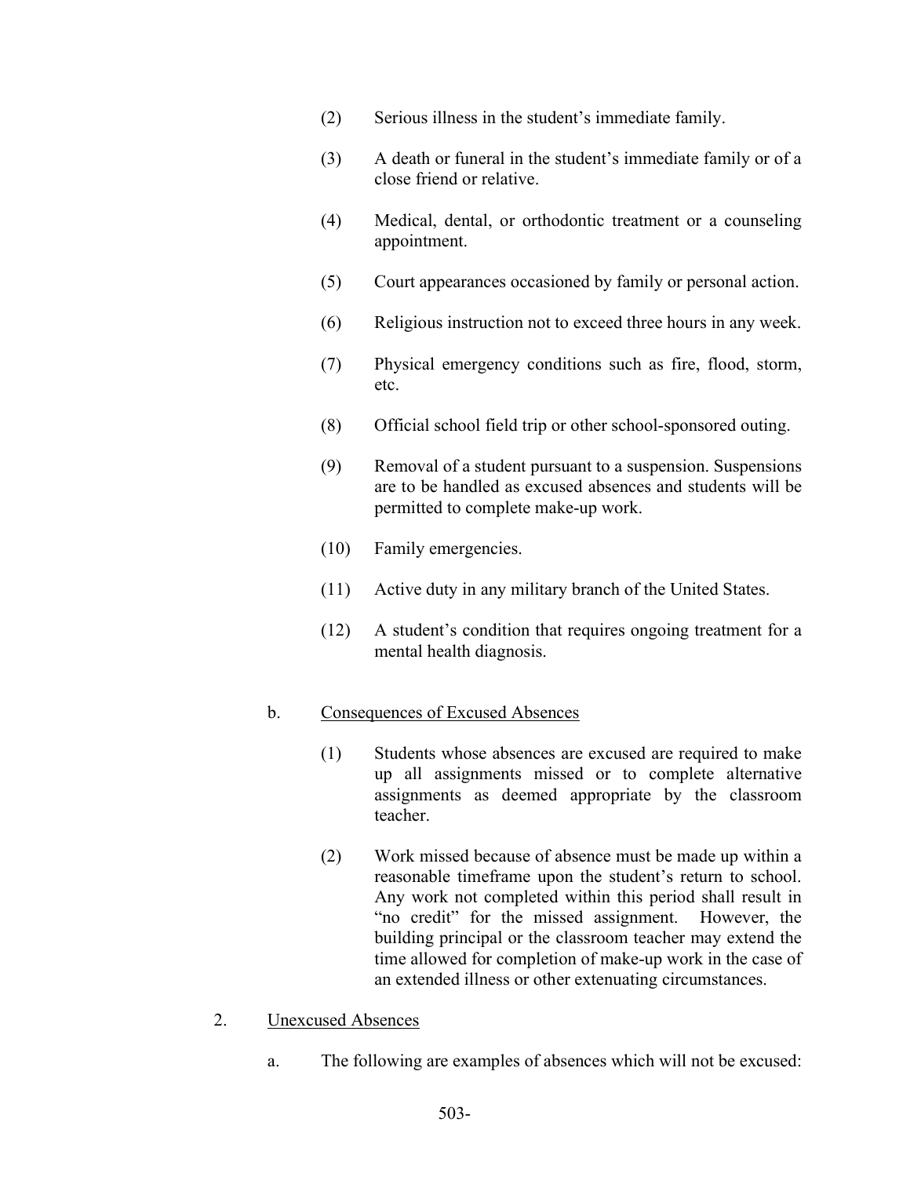(2) Serious illness in the student's immediate family.

(3) A death or funeral in the student's immediate family or of a close friend or relative.

(4) Medical, dental, or orthodontic treatment or a counseling appointment.

(5) Court appearances occasioned by family or personal action.

(6) Religious instruction not to exceed three hours in any week.

(7) Physical emergency conditions such as fire, flood, storm, etc.

(8) Official school field trip or other school-sponsored outing.

(9) Removal of a student pursuant to a suspension. Suspensions are to be handled as excused absences and students will be permitted to complete make-up work.

(10) Family emergencies.

(11) Active duty in any military branch of the United States.

(12) A student's condition that requires ongoing treatment for a mental health diagnosis.

b. Consequences of Excused Absences

(1) Students whose absences are excused are required to make up all assignments missed or to complete alternative assignments as deemed appropriate by the classroom teacher.

(2) Work missed because of absence must be made up within a reasonable timeframe upon the student's return to school. Any work not completed within this period shall result in "no credit" for the missed assignment. However, the building principal or the classroom teacher may extend the time allowed for completion of make-up work in the case of an extended illness or other extenuating circumstances.

2. Unexcused Absences

a. The following are examples of absences which will not be excused: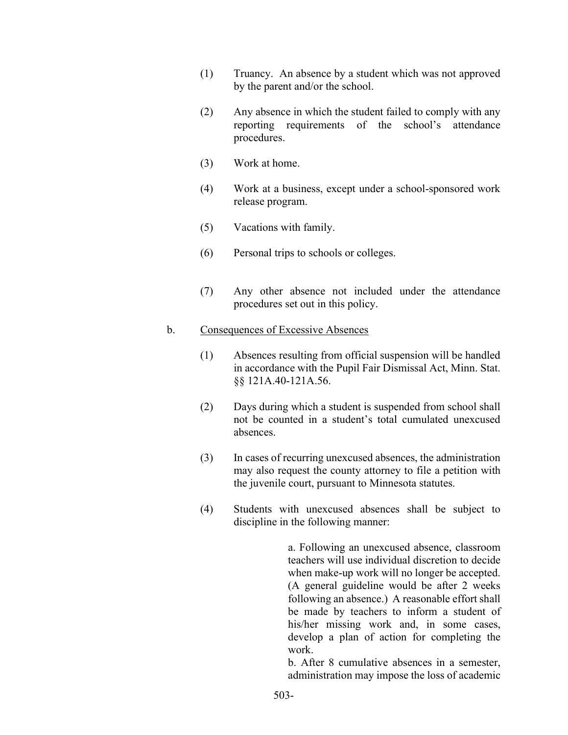(1) Truancy. An absence by a student which was not approved by the parent and/or the school.

(2) Any absence in which the student failed to comply with any reporting requirements of the school's attendance procedures.

(3) Work at home.

(4) Work at a business, except under a school-sponsored work release program.

(5) Vacations with family.

(6) Personal trips to schools or colleges.

(7) Any other absence not included under the attendance procedures set out in this policy.

b. <u>Consequences of Excessive Absences</u>

(1) Absences resulting from official suspension will be handled in accordance with the Pupil Fair Dismissal Act, Minn. Stat. §§ 121A.40-121A.56.

(2) Days during which a student is suspended from school shall not be counted in a student's total cumulated unexcused absences.

(3) In cases of recurring unexcused absences, the administration may also request the county attorney to file a petition with the juvenile court, pursuant to Minnesota statutes.

(4) Students with unexcused absences shall be subject to discipline in the following manner:

a. Following an unexcused absence, classroom teachers will use individual discretion to decide when make-up work will no longer be accepted. (A general guideline would be after 2 weeks following an absence.) A reasonable effort shall be made by teachers to inform a student of his/her missing work and, in some cases, develop a plan of action for completing the work.

b. After 8 cumulative absences in a semester, administration may impose the loss of academic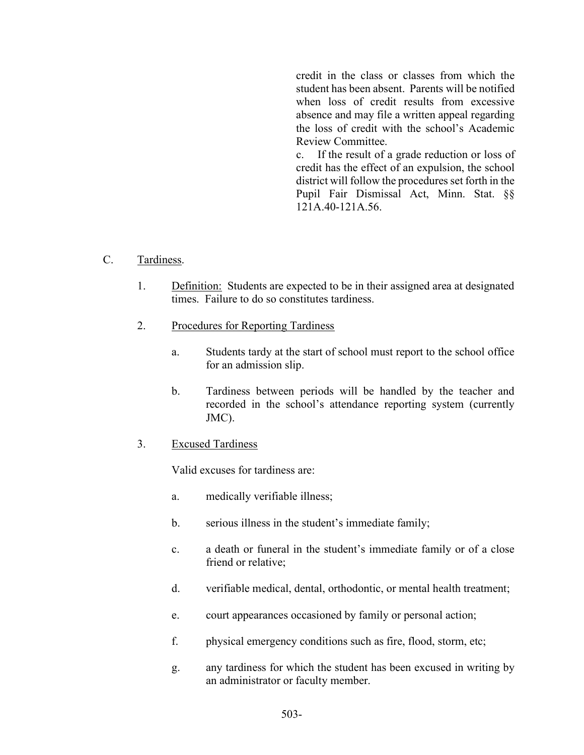credit in the class or classes from which the student has been absent. Parents will be notified when loss of credit results from excessive absence and may file a written appeal regarding the loss of credit with the school's Academic Review Committee.

c. If the result of a grade reduction or loss of credit has the effect of an expulsion, the school district will follow the procedures set forth in the Pupil Fair Dismissal Act, Minn. Stat. §§ 121A.40-121A.56.

C. Tardiness.

1. Definition: Students are expected to be in their assigned area at designated times. Failure to do so constitutes tardiness.

2. Procedures for Reporting Tardiness

   a. Students tardy at the start of school must report to the school office for an admission slip.

   b. Tardiness between periods will be handled by the teacher and recorded in the school's attendance reporting system (currently JMC).

3. Excused Tardiness

   Valid excuses for tardiness are:

   a. medically verifiable illness;

   b. serious illness in the student's immediate family;

   c. a death or funeral in the student's immediate family or of a close friend or relative;

   d. verifiable medical, dental, orthodontic, or mental health treatment;

   e. court appearances occasioned by family or personal action;

   f. physical emergency conditions such as fire, flood, storm, etc;

   g. any tardiness for which the student has been excused in writing by an administrator or faculty member.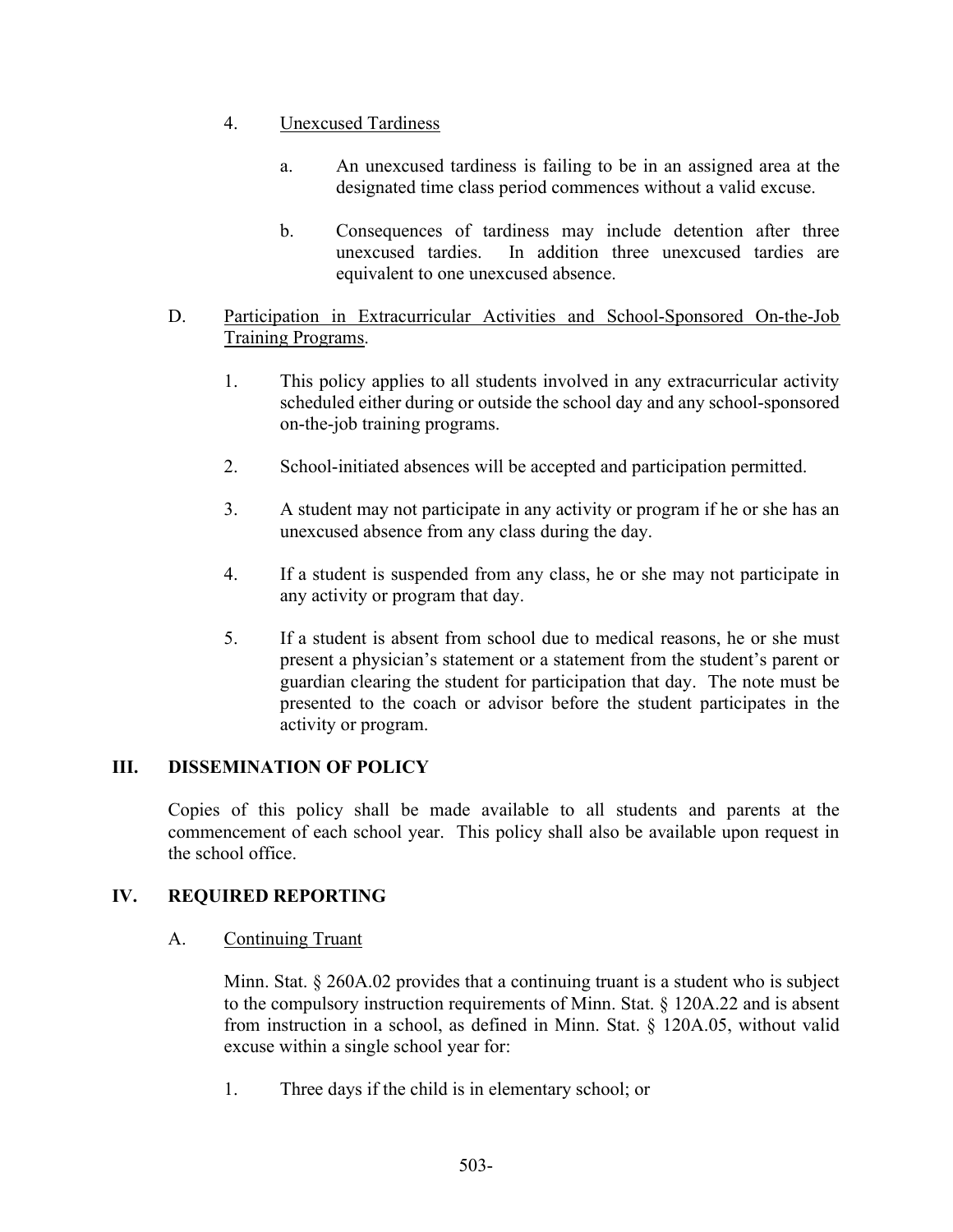4. Unexcused Tardiness

   a. An unexcused tardiness is failing to be in an assigned area at the designated time class period commences without a valid excuse.

   b. Consequences of tardiness may include detention after three unexcused tardies. In addition three unexcused tardies are equivalent to one unexcused absence.

D. Participation in Extracurricular Activities and School-Sponsored On-the-Job Training Programs.

   1. This policy applies to all students involved in any extracurricular activity scheduled either during or outside the school day and any school-sponsored on-the-job training programs.

   2. School-initiated absences will be accepted and participation permitted.

   3. A student may not participate in any activity or program if he or she has an unexcused absence from any class during the day.

   4. If a student is suspended from any class, he or she may not participate in any activity or program that day.

   5. If a student is absent from school due to medical reasons, he or she must present a physician's statement or a statement from the student's parent or guardian clearing the student for participation that day. The note must be presented to the coach or advisor before the student participates in the activity or program.

## III. DISSEMINATION OF POLICY

Copies of this policy shall be made available to all students and parents at the commencement of each school year. This policy shall also be available upon request in the school office.

## IV. REQUIRED REPORTING

A. Continuing Truant

Minn. Stat. § 260A.02 provides that a continuing truant is a student who is subject to the compulsory instruction requirements of Minn. Stat. § 120A.22 and is absent from instruction in a school, as defined in Minn. Stat. § 120A.05, without valid excuse within a single school year for:

1. Three days if the child is in elementary school; or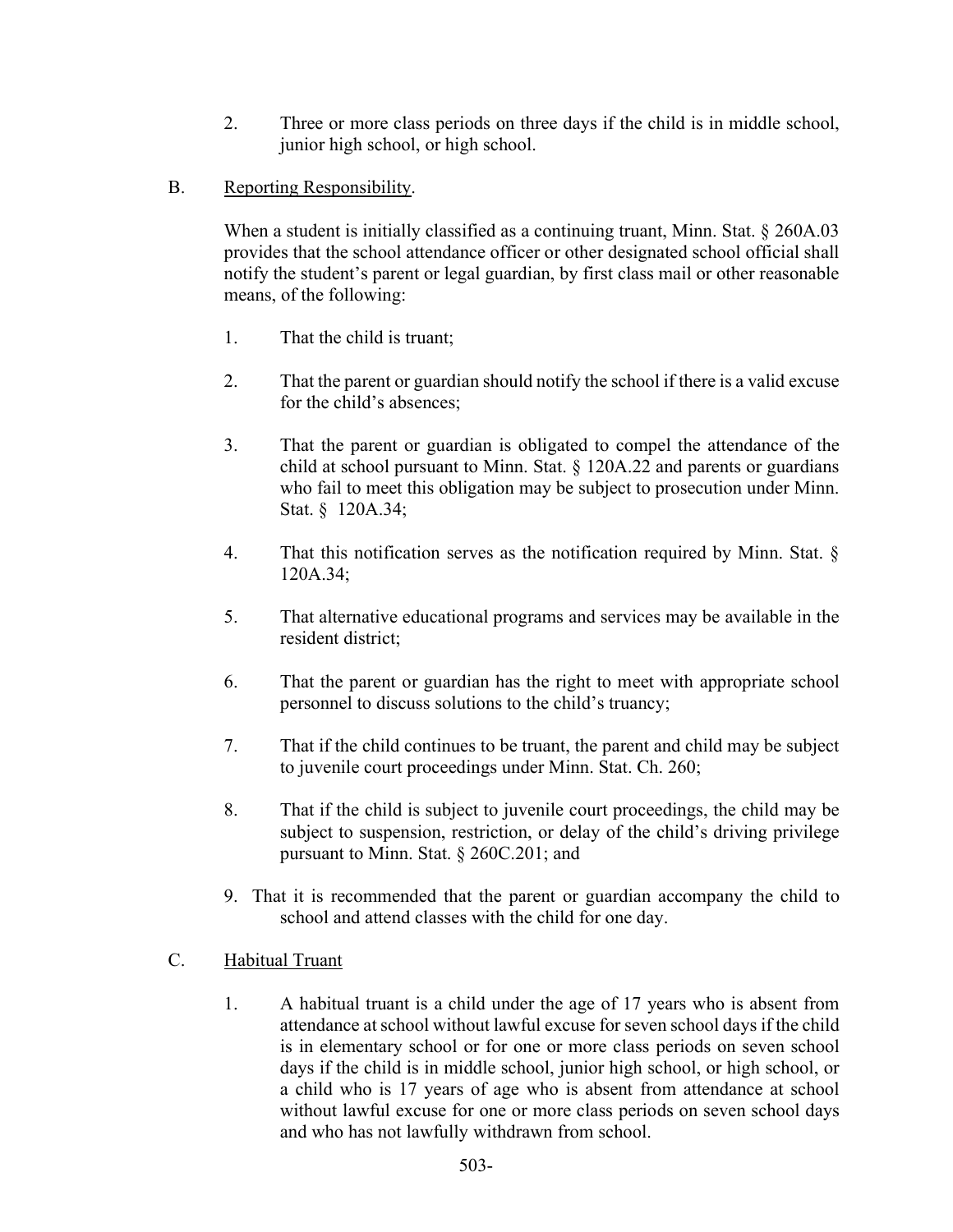2. Three or more class periods on three days if the child is in middle school, junior high school, or high school.

B. Reporting Responsibility.

When a student is initially classified as a continuing truant, Minn. Stat. § 260A.03 provides that the school attendance officer or other designated school official shall notify the student's parent or legal guardian, by first class mail or other reasonable means, of the following:

1. That the child is truant;

2. That the parent or guardian should notify the school if there is a valid excuse for the child's absences;

3. That the parent or guardian is obligated to compel the attendance of the child at school pursuant to Minn. Stat. § 120A.22 and parents or guardians who fail to meet this obligation may be subject to prosecution under Minn. Stat. § 120A.34;

4. That this notification serves as the notification required by Minn. Stat. § 120A.34;

5. That alternative educational programs and services may be available in the resident district;

6. That the parent or guardian has the right to meet with appropriate school personnel to discuss solutions to the child's truancy;

7. That if the child continues to be truant, the parent and child may be subject to juvenile court proceedings under Minn. Stat. Ch. 260;

8. That if the child is subject to juvenile court proceedings, the child may be subject to suspension, restriction, or delay of the child's driving privilege pursuant to Minn. Stat. § 260C.201; and

9. That it is recommended that the parent or guardian accompany the child to school and attend classes with the child for one day.

C. Habitual Truant

1. A habitual truant is a child under the age of 17 years who is absent from attendance at school without lawful excuse for seven school days if the child is in elementary school or for one or more class periods on seven school days if the child is in middle school, junior high school, or high school, or a child who is 17 years of age who is absent from attendance at school without lawful excuse for one or more class periods on seven school days and who has not lawfully withdrawn from school.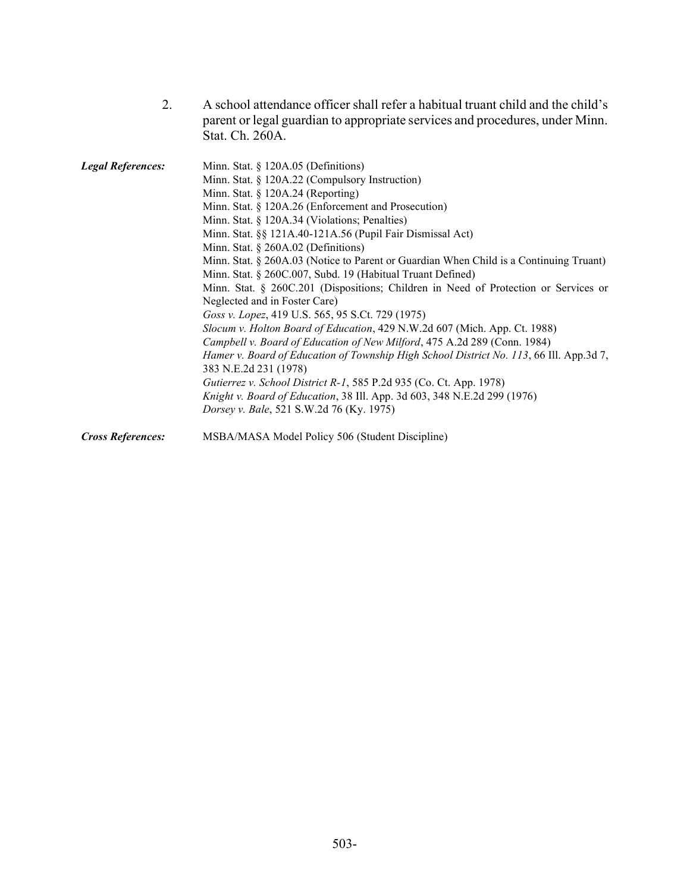2. A school attendance officer shall refer a habitual truant child and the child's parent or legal guardian to appropriate services and procedures, under Minn. Stat. Ch. 260A.

***Legal References:***

Minn. Stat. § 120A.05 (Definitions)
Minn. Stat. § 120A.22 (Compulsory Instruction)
Minn. Stat. § 120A.24 (Reporting)
Minn. Stat. § 120A.26 (Enforcement and Prosecution)
Minn. Stat. § 120A.34 (Violations; Penalties)
Minn. Stat. §§ 121A.40-121A.56 (Pupil Fair Dismissal Act)
Minn. Stat. § 260A.02 (Definitions)
Minn. Stat. § 260A.03 (Notice to Parent or Guardian When Child is a Continuing Truant)
Minn. Stat. § 260C.007, Subd. 19 (Habitual Truant Defined)
Minn. Stat. § 260C.201 (Dispositions; Children in Need of Protection or Services or Neglected and in Foster Care)
*Goss v. Lopez*, 419 U.S. 565, 95 S.Ct. 729 (1975)
*Slocum v. Holton Board of Education*, 429 N.W.2d 607 (Mich. App. Ct. 1988)
*Campbell v. Board of Education of New Milford*, 475 A.2d 289 (Conn. 1984)
*Hamer v. Board of Education of Township High School District No. 113*, 66 Ill. App.3d 7, 383 N.E.2d 231 (1978)
*Gutierrez v. School District R-1*, 585 P.2d 935 (Co. Ct. App. 1978)
*Knight v. Board of Education*, 38 Ill. App. 3d 603, 348 N.E.2d 299 (1976)
*Dorsey v. Bale*, 521 S.W.2d 76 (Ky. 1975)

***Cross References:***

MSBA/MASA Model Policy 506 (Student Discipline)